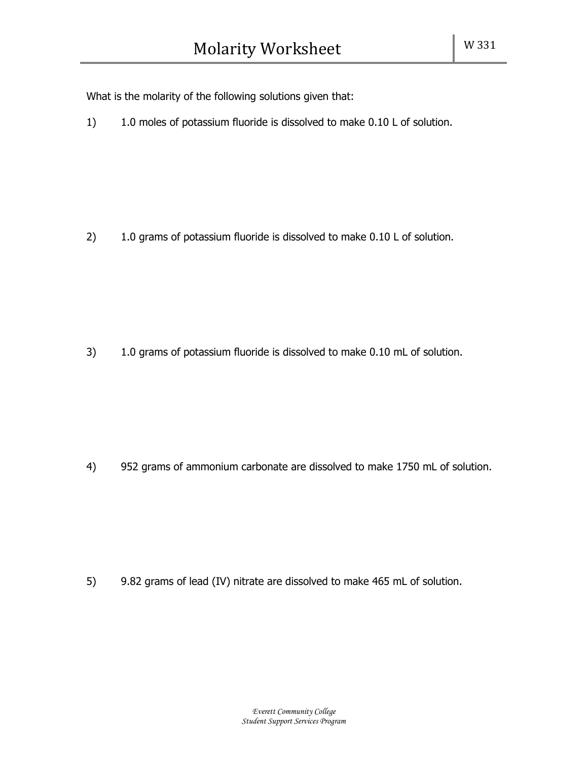# Molarity Worksheet

W 331

What is the molarity of the following solutions given that:

1) 1.0 moles of potassium fluoride is dissolved to make 0.10 L of solution.

2) 1.0 grams of potassium fluoride is dissolved to make 0.10 L of solution.

3) 1.0 grams of potassium fluoride is dissolved to make 0.10 mL of solution.

4) 952 grams of ammonium carbonate are dissolved to make 1750 mL of solution.

5) 9.82 grams of lead (IV) nitrate are dissolved to make 465 mL of solution.

*Everett Community College*
*Student Support Services Program*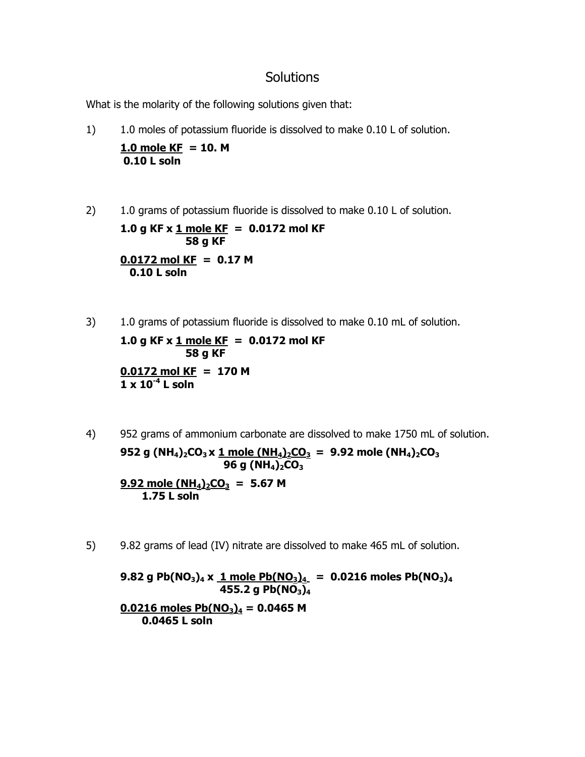# Solutions

What is the molarity of the following solutions given that:

1) 1.0 moles of potassium fluoride is dissolved to make 0.10 L of solution.

$$\frac{\textbf{1.0 mole KF}}{\textbf{0.10 L soln}} = \textbf{10. M}$$

2) 1.0 grams of potassium fluoride is dissolved to make 0.10 L of solution.

$$\textbf{1.0 g KF} \times \frac{\textbf{1 mole KF}}{\textbf{58 g KF}} = \textbf{0.0172 mol KF}$$

$$\frac{\textbf{0.0172 mol KF}}{\textbf{0.10 L soln}} = \textbf{0.17 M}$$

3) 1.0 grams of potassium fluoride is dissolved to make 0.10 mL of solution.

$$\textbf{1.0 g KF} \times \frac{\textbf{1 mole KF}}{\textbf{58 g KF}} = \textbf{0.0172 mol KF}$$

$$\frac{\textbf{0.0172 mol KF}}{\textbf{1} \times \textbf{10}^{-4}\textbf{ L soln}} = \textbf{170 M}$$

4) 952 grams of ammonium carbonate are dissolved to make 1750 mL of solution.

$$\textbf{952 g } (NH_4)_2CO_3 \times \frac{\textbf{1 mole } (NH_4)_2CO_3}{\textbf{96 g } (NH_4)_2CO_3} = \textbf{9.92 mole } (NH_4)_2CO_3$$

$$\frac{\textbf{9.92 mole } (NH_4)_2CO_3}{\textbf{1.75 L soln}} = \textbf{5.67 M}$$

5) 9.82 grams of lead (IV) nitrate are dissolved to make 465 mL of solution.

$$\textbf{9.82 g } Pb(NO_3)_4 \times \frac{\textbf{1 mole } Pb(NO_3)_4}{\textbf{455.2 g } Pb(NO_3)_4} = \textbf{0.0216 moles } Pb(NO_3)_4$$

$$\frac{\textbf{0.0216 moles } Pb(NO_3)_4}{\textbf{0.0465 L soln}} = \textbf{0.0465 M}$$